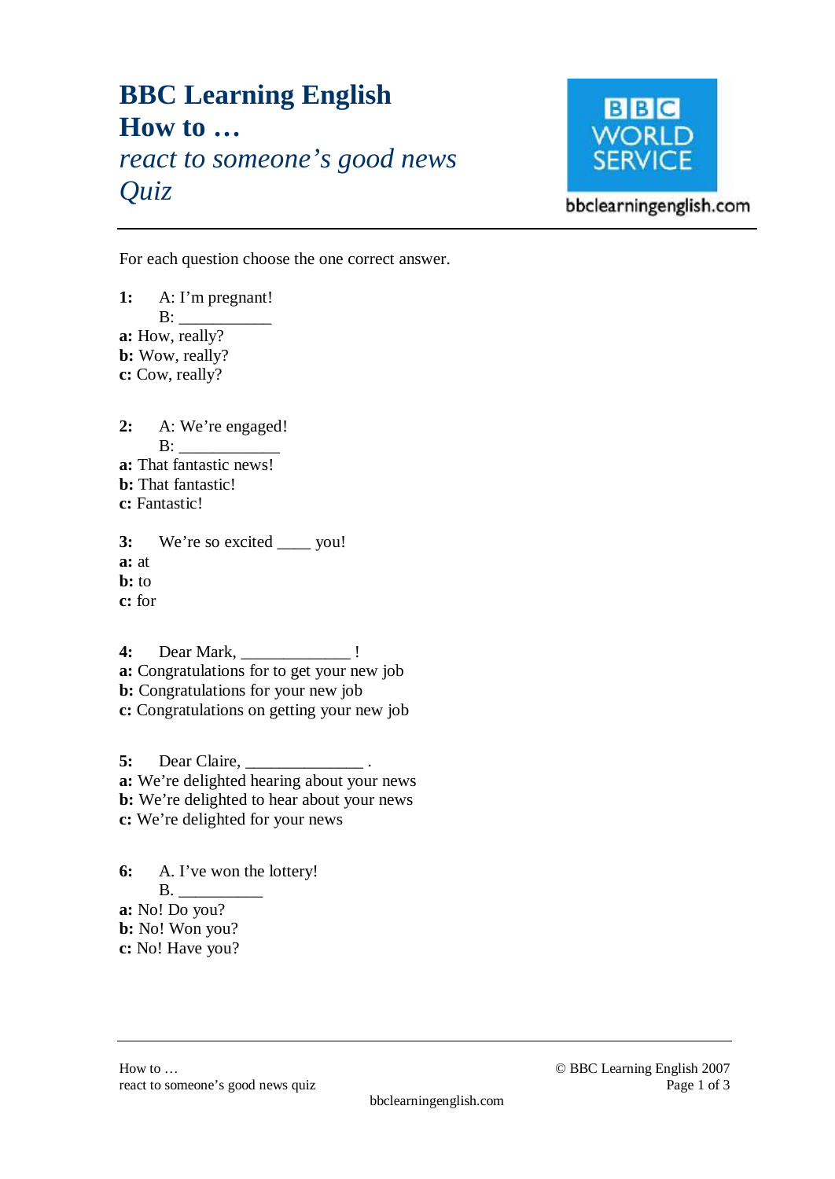# BBC Learning English
# How to …
## *react to someone's good news*
## *Quiz*

bbclearningenglish.com

For each question choose the one correct answer.

**1:** A: I'm pregnant!
B: ___________

**a:** How, really?
**b:** Wow, really?
**c:** Cow, really?

**2:** A: We're engaged!
B: ____________

**a:** That fantastic news!
**b:** That fantastic!
**c:** Fantastic!

**3:** We're so excited ____ you!

**a:** at
**b:** to
**c:** for

**4:** Dear Mark, _____________ !

**a:** Congratulations for to get your new job
**b:** Congratulations for your new job
**c:** Congratulations on getting your new job

**5:** Dear Claire, ______________ .

**a:** We're delighted hearing about your news
**b:** We're delighted to hear about your news
**c:** We're delighted for your news

**6:** A. I've won the lottery!
B. __________

**a:** No! Do you?
**b:** No! Won you?
**c:** No! Have you?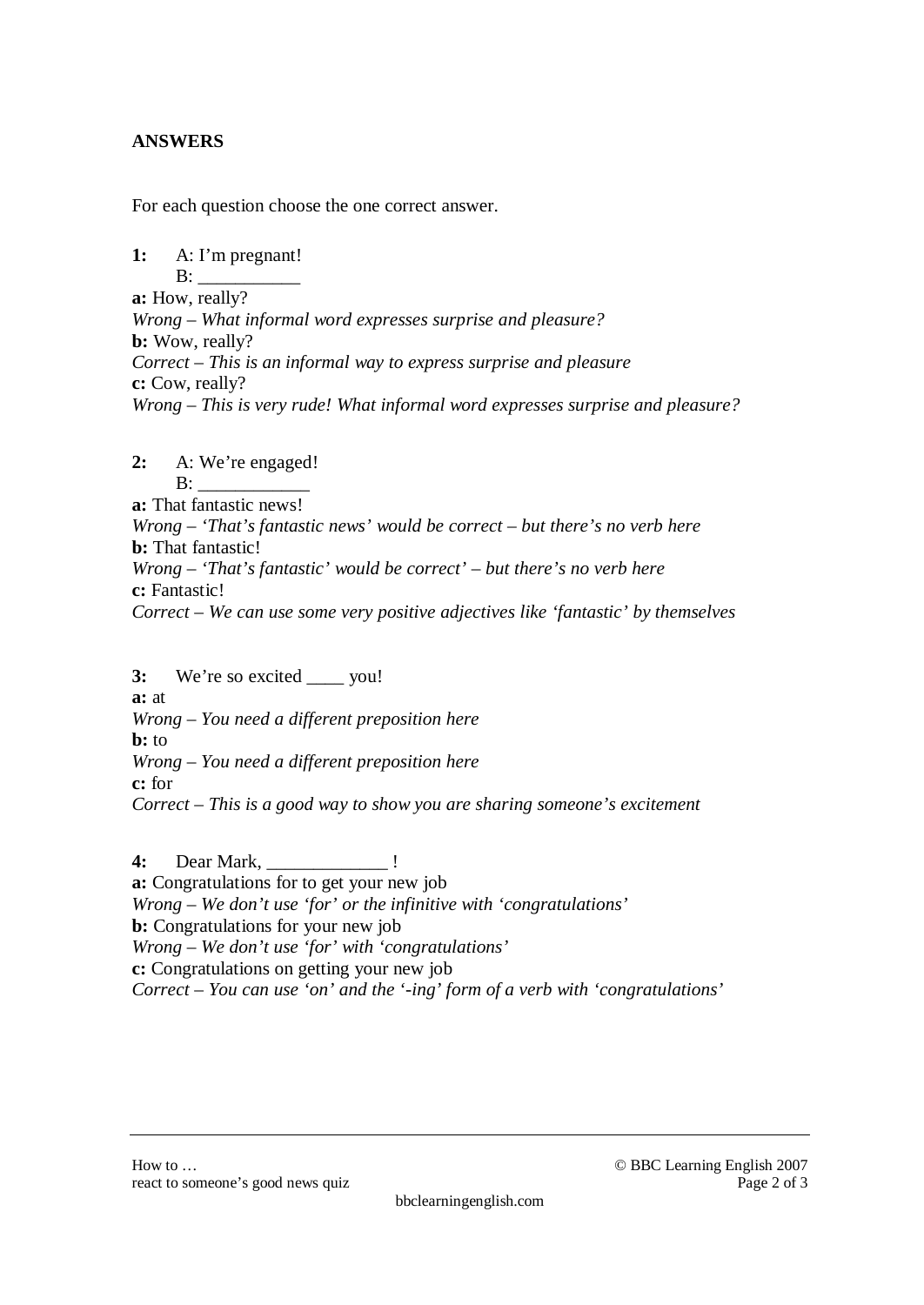**ANSWERS**

For each question choose the one correct answer.

**1:** A: I'm pregnant!
B: ___________

**a:** How, really?
*Wrong – What informal word expresses surprise and pleasure?*
**b:** Wow, really?
*Correct – This is an informal way to express surprise and pleasure*
**c:** Cow, really?
*Wrong – This is very rude! What informal word expresses surprise and pleasure?*

**2:** A: We're engaged!
B: ____________

**a:** That fantastic news!
*Wrong – 'That's fantastic news' would be correct – but there's no verb here*
**b:** That fantastic!
*Wrong – 'That's fantastic' would be correct' – but there's no verb here*
**c:** Fantastic!
*Correct – We can use some very positive adjectives like 'fantastic' by themselves*

**3:** We're so excited ____ you!

**a:** at
*Wrong – You need a different preposition here*
**b:** to
*Wrong – You need a different preposition here*
**c:** for
*Correct – This is a good way to show you are sharing someone's excitement*

**4:** Dear Mark, _____________ !

**a:** Congratulations for to get your new job
*Wrong – We don't use 'for' or the infinitive with 'congratulations'*
**b:** Congratulations for your new job
*Wrong – We don't use 'for' with 'congratulations'*
**c:** Congratulations on getting your new job
*Correct – You can use 'on' and the '-ing' form of a verb with 'congratulations'*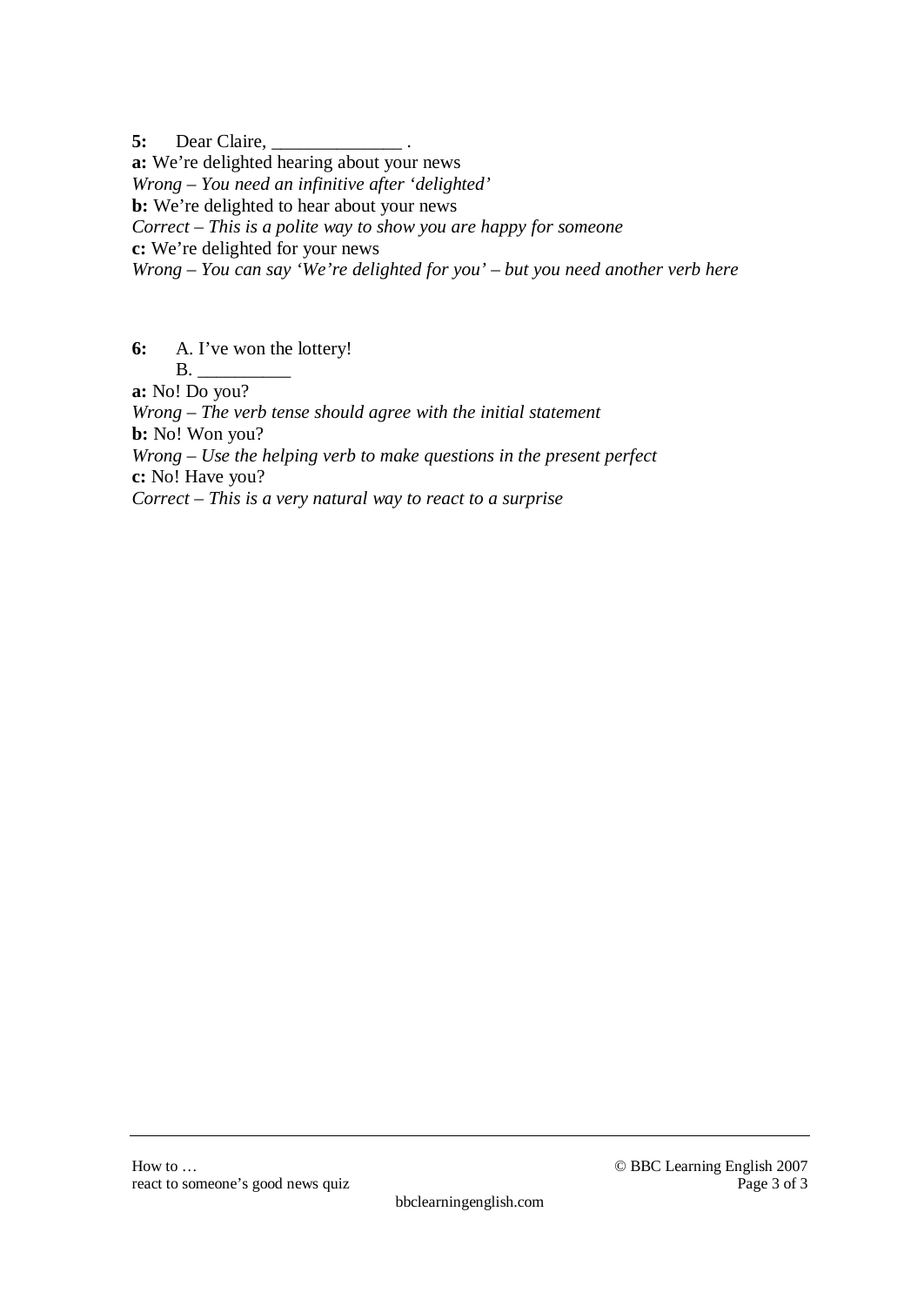**5:** Dear Claire, ______________ .

**a:** We're delighted hearing about your news

*Wrong – You need an infinitive after 'delighted'*

**b:** We're delighted to hear about your news

*Correct – This is a polite way to show you are happy for someone*

**c:** We're delighted for your news

*Wrong – You can say 'We're delighted for you' – but you need another verb here*

**6:** A. I've won the lottery!
B. __________

**a:** No! Do you?

*Wrong – The verb tense should agree with the initial statement*

**b:** No! Won you?

*Wrong – Use the helping verb to make questions in the present perfect*

**c:** No! Have you?

*Correct – This is a very natural way to react to a surprise*